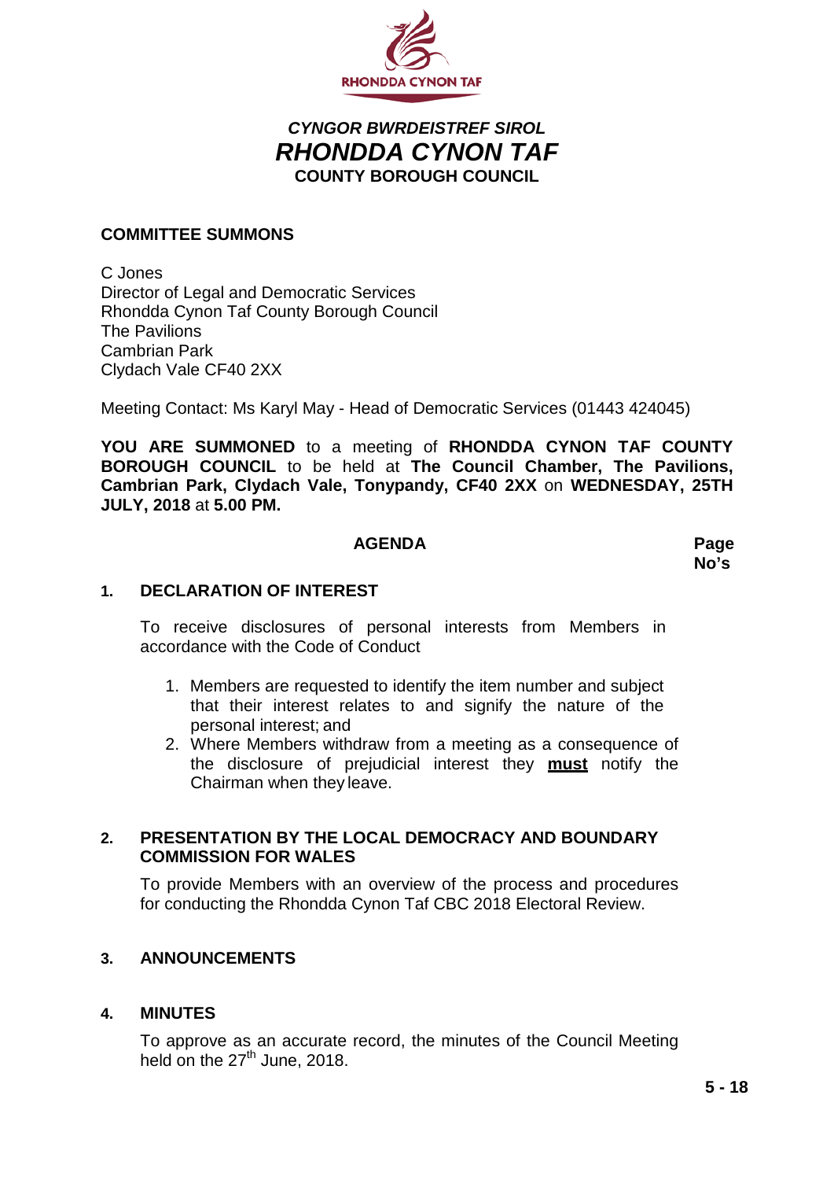RHONDDA CYNON TAF

***CYNGOR BWRDEISTREF SIROL***
***RHONDDA CYNON TAF***
**COUNTY BOROUGH COUNCIL**

**COMMITTEE SUMMONS**

C Jones
Director of Legal and Democratic Services
Rhondda Cynon Taf County Borough Council
The Pavilions
Cambrian Park
Clydach Vale CF40 2XX

Meeting Contact: Ms Karyl May - Head of Democratic Services (01443 424045)

**YOU ARE SUMMONED** to a meeting of **RHONDDA CYNON TAF COUNTY BOROUGH COUNCIL** to be held at **The Council Chamber, The Pavilions, Cambrian Park, Clydach Vale, Tonypandy, CF40 2XX** on **WEDNESDAY, 25TH JULY, 2018** at **5.00 PM.**

| **AGENDA** | **Page No's** |
|---|---|

**1. DECLARATION OF INTEREST**

To receive disclosures of personal interests from Members in accordance with the Code of Conduct

1. Members are requested to identify the item number and subject that their interest relates to and signify the nature of the personal interest; and
2. Where Members withdraw from a meeting as a consequence of the disclosure of prejudicial interest they **must** notify the Chairman when they leave.

**2. PRESENTATION BY THE LOCAL DEMOCRACY AND BOUNDARY COMMISSION FOR WALES**

To provide Members with an overview of the process and procedures for conducting the Rhondda Cynon Taf CBC 2018 Electoral Review.

**3. ANNOUNCEMENTS**

**4. MINUTES**

To approve as an accurate record, the minutes of the Council Meeting held on the 27th June, 2018.

**5 - 18**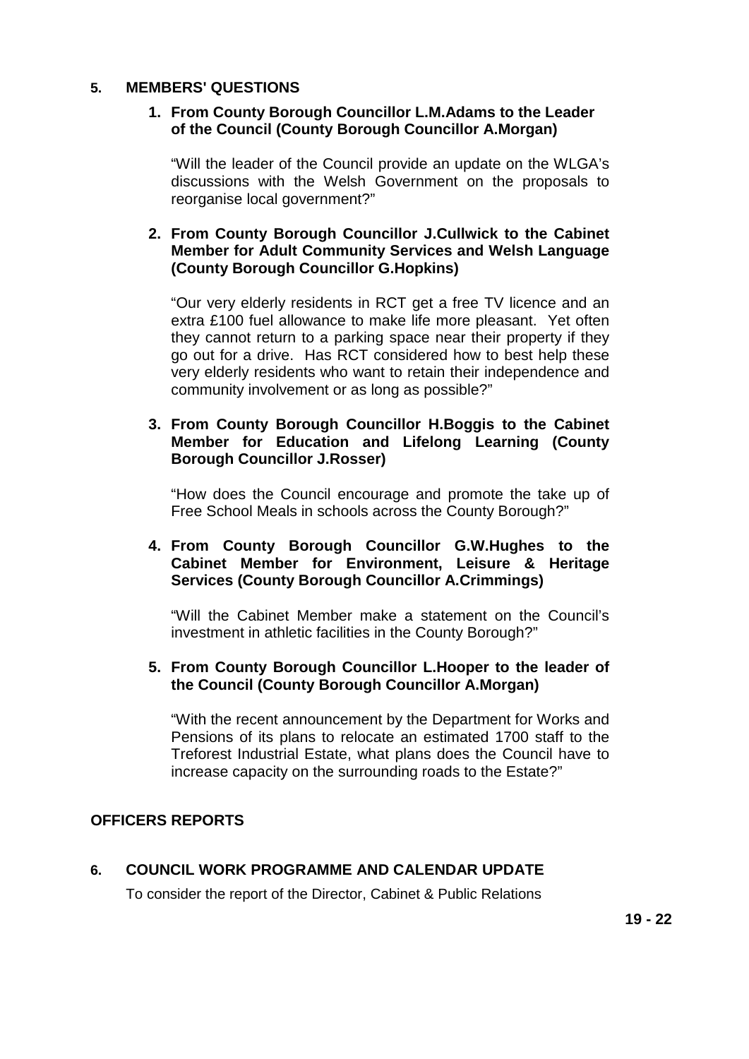## 5. MEMBERS' QUESTIONS

**1. From County Borough Councillor L.M.Adams to the Leader of the Council (County Borough Councillor A.Morgan)**

"Will the leader of the Council provide an update on the WLGA's discussions with the Welsh Government on the proposals to reorganise local government?"

**2. From County Borough Councillor J.Cullwick to the Cabinet Member for Adult Community Services and Welsh Language (County Borough Councillor G.Hopkins)**

"Our very elderly residents in RCT get a free TV licence and an extra £100 fuel allowance to make life more pleasant. Yet often they cannot return to a parking space near their property if they go out for a drive. Has RCT considered how to best help these very elderly residents who want to retain their independence and community involvement or as long as possible?"

**3. From County Borough Councillor H.Boggis to the Cabinet Member for Education and Lifelong Learning (County Borough Councillor J.Rosser)**

"How does the Council encourage and promote the take up of Free School Meals in schools across the County Borough?"

**4. From County Borough Councillor G.W.Hughes to the Cabinet Member for Environment, Leisure & Heritage Services (County Borough Councillor A.Crimmings)**

"Will the Cabinet Member make a statement on the Council's investment in athletic facilities in the County Borough?"

**5. From County Borough Councillor L.Hooper to the leader of the Council (County Borough Councillor A.Morgan)**

"With the recent announcement by the Department for Works and Pensions of its plans to relocate an estimated 1700 staff to the Treforest Industrial Estate, what plans does the Council have to increase capacity on the surrounding roads to the Estate?"

## OFFICERS REPORTS

## 6. COUNCIL WORK PROGRAMME AND CALENDAR UPDATE

To consider the report of the Director, Cabinet & Public Relations

**19 - 22**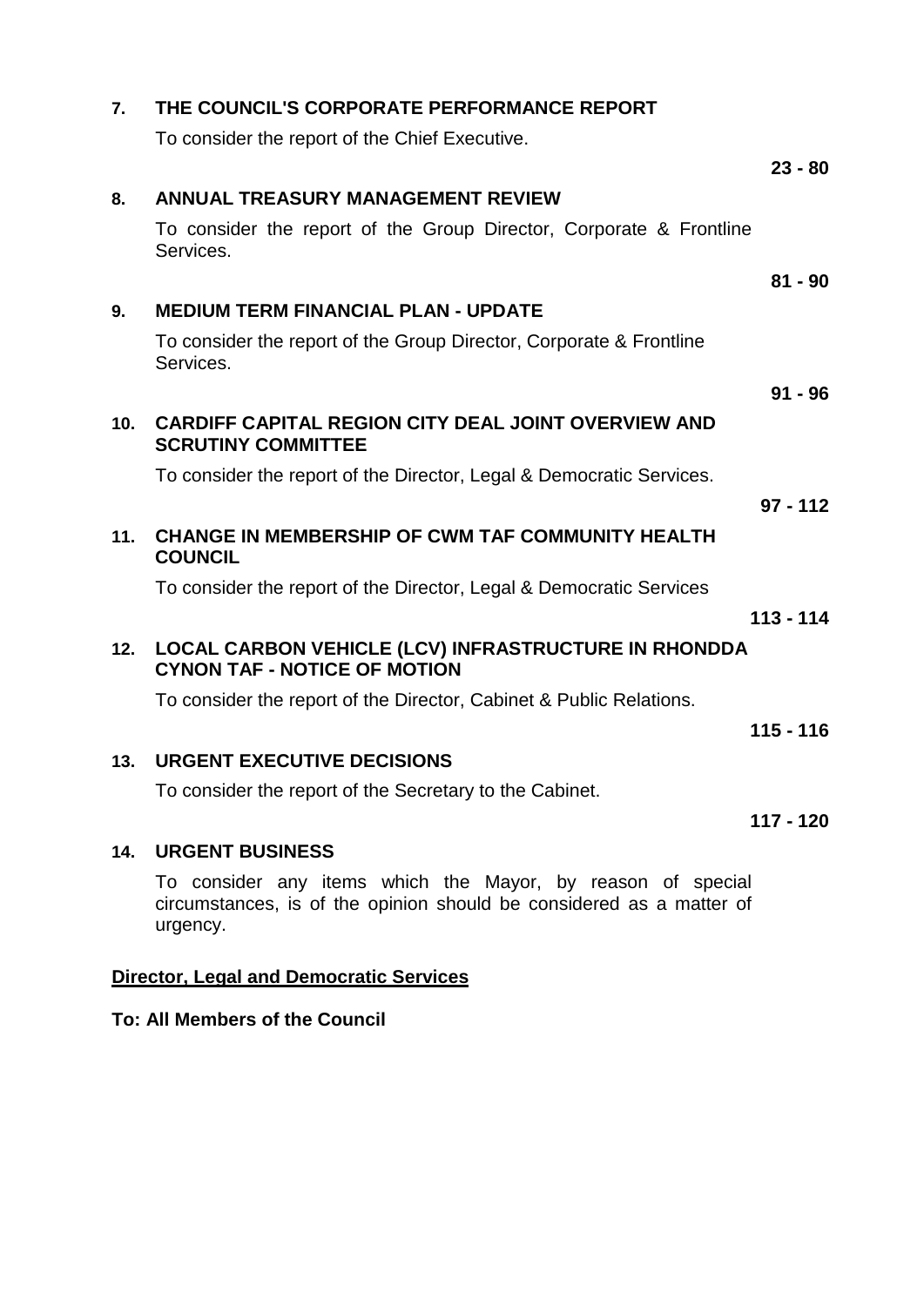**7. THE COUNCIL'S CORPORATE PERFORMANCE REPORT**

To consider the report of the Chief Executive.

**23 - 80**

**8. ANNUAL TREASURY MANAGEMENT REVIEW**

To consider the report of the Group Director, Corporate & Frontline Services.

**81 - 90**

**9. MEDIUM TERM FINANCIAL PLAN - UPDATE**

To consider the report of the Group Director, Corporate & Frontline Services.

**91 - 96**

**10. CARDIFF CAPITAL REGION CITY DEAL JOINT OVERVIEW AND SCRUTINY COMMITTEE**

To consider the report of the Director, Legal & Democratic Services.

**97 - 112**

**11. CHANGE IN MEMBERSHIP OF CWM TAF COMMUNITY HEALTH COUNCIL**

To consider the report of the Director, Legal & Democratic Services

**113 - 114**

**12. LOCAL CARBON VEHICLE (LCV) INFRASTRUCTURE IN RHONDDA CYNON TAF - NOTICE OF MOTION**

To consider the report of the Director, Cabinet & Public Relations.

**115 - 116**

**13. URGENT EXECUTIVE DECISIONS**

To consider the report of the Secretary to the Cabinet.

**117 - 120**

**14. URGENT BUSINESS**

To consider any items which the Mayor, by reason of special circumstances, is of the opinion should be considered as a matter of urgency.

**Director, Legal and Democratic Services**

**To: All Members of the Council**